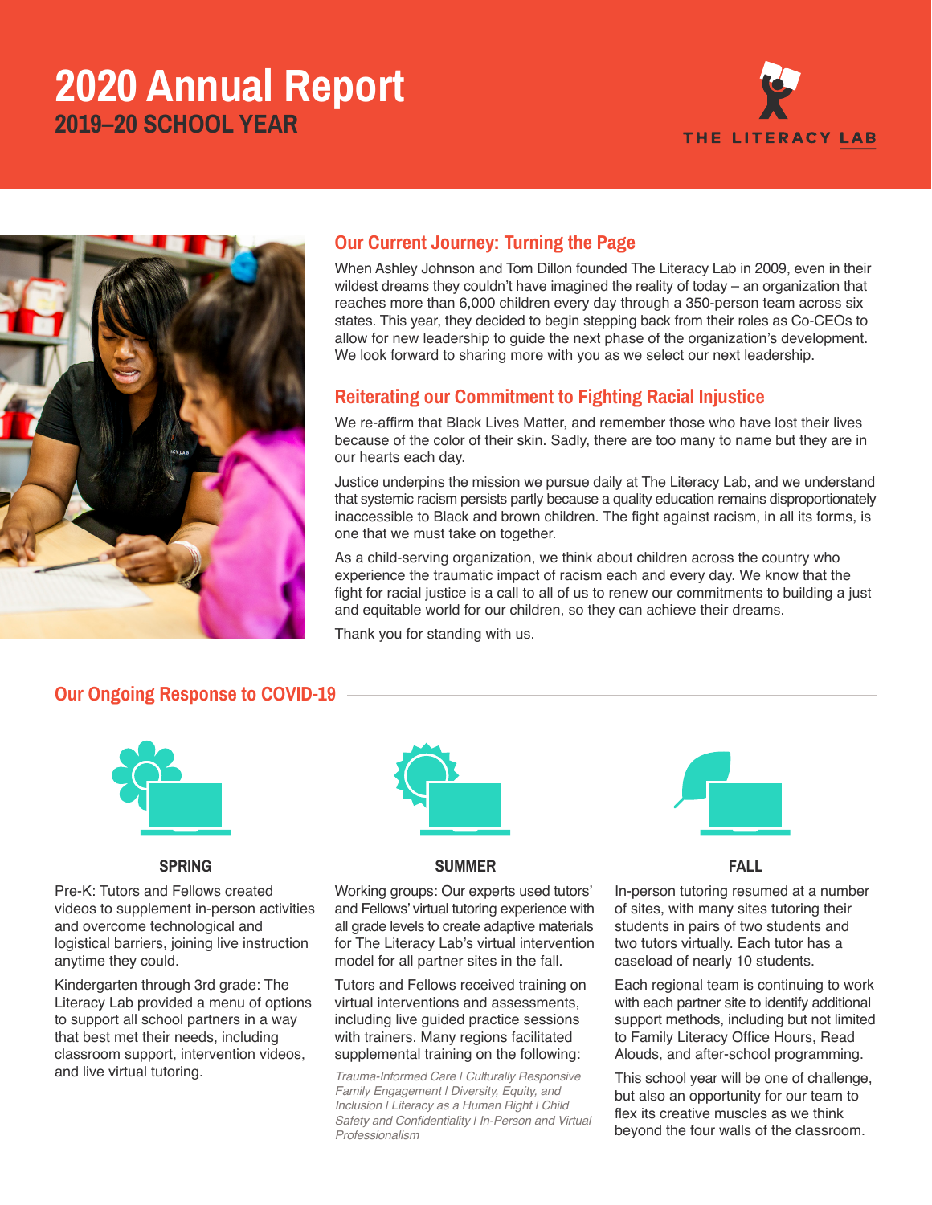# 2020 Annual Report

## 2019–20 SCHOOL YEAR

THE LITERACY LAB

## Our Current Journey: Turning the Page

When Ashley Johnson and Tom Dillon founded The Literacy Lab in 2009, even in their wildest dreams they couldn't have imagined the reality of today – an organization that reaches more than 6,000 children every day through a 350-person team across six states. This year, they decided to begin stepping back from their roles as Co-CEOs to allow for new leadership to guide the next phase of the organization's development. We look forward to sharing more with you as we select our next leadership.

## Reiterating our Commitment to Fighting Racial Injustice

We re-affirm that Black Lives Matter, and remember those who have lost their lives because of the color of their skin. Sadly, there are too many to name but they are in our hearts each day.

Justice underpins the mission we pursue daily at The Literacy Lab, and we understand that systemic racism persists partly because a quality education remains disproportionately inaccessible to Black and brown children. The fight against racism, in all its forms, is one that we must take on together.

As a child-serving organization, we think about children across the country who experience the traumatic impact of racism each and every day. We know that the fight for racial justice is a call to all of us to renew our commitments to building a just and equitable world for our children, so they can achieve their dreams.

Thank you for standing with us.

## Our Ongoing Response to COVID-19

### SPRING

Pre-K: Tutors and Fellows created videos to supplement in-person activities and overcome technological and logistical barriers, joining live instruction anytime they could.

Kindergarten through 3rd grade: The Literacy Lab provided a menu of options to support all school partners in a way that best met their needs, including classroom support, intervention videos, and live virtual tutoring.

### SUMMER

Working groups: Our experts used tutors' and Fellows' virtual tutoring experience with all grade levels to create adaptive materials for The Literacy Lab's virtual intervention model for all partner sites in the fall.

Tutors and Fellows received training on virtual interventions and assessments, including live guided practice sessions with trainers. Many regions facilitated supplemental training on the following:

*Trauma-Informed Care | Culturally Responsive Family Engagement | Diversity, Equity, and Inclusion | Literacy as a Human Right | Child Safety and Confidentiality | In-Person and Virtual Professionalism*

### FALL

In-person tutoring resumed at a number of sites, with many sites tutoring their students in pairs of two students and two tutors virtually. Each tutor has a caseload of nearly 10 students.

Each regional team is continuing to work with each partner site to identify additional support methods, including but not limited to Family Literacy Office Hours, Read Alouds, and after-school programming.

This school year will be one of challenge, but also an opportunity for our team to flex its creative muscles as we think beyond the four walls of the classroom.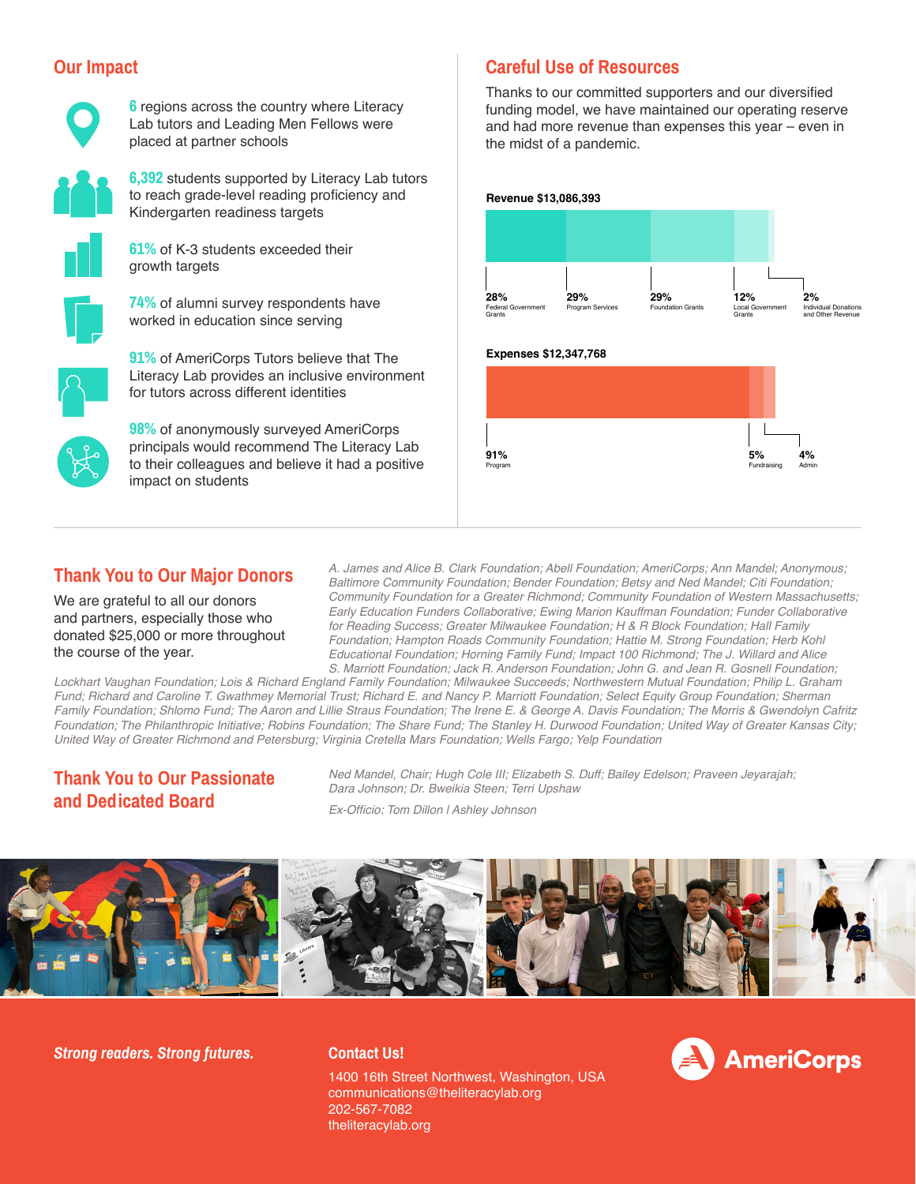## Our Impact

**6** regions across the country where Literacy Lab tutors and Leading Men Fellows were placed at partner schools

**6,392** students supported by Literacy Lab tutors to reach grade-level reading proficiency and Kindergarten readiness targets

**61%** of K-3 students exceeded their growth targets

**74%** of alumni survey respondents have worked in education since serving

**91%** of AmeriCorps Tutors believe that The Literacy Lab provides an inclusive environment for tutors across different identities

**98%** of anonymously surveyed AmeriCorps principals would recommend The Literacy Lab to their colleagues and believe it had a positive impact on students

## Careful Use of Resources

Thanks to our committed supporters and our diversified funding model, we have maintained our operating reserve and had more revenue than expenses this year – even in the midst of a pandemic.

**Revenue $13,086,393**

28% Federal Government Grants
29% Program Services
29% Foundation Grants
12% Local Government Grants
2% Individual Donations and Other Revenue

**Expenses $12,347,768**

91% Program
5% Fundraising
4% Admin

## Thank You to Our Major Donors

We are grateful to all our donors and partners, especially those who donated $25,000 or more throughout the course of the year.

*A. James and Alice B. Clark Foundation; Abell Foundation; AmeriCorps; Ann Mandel; Anonymous; Baltimore Community Foundation; Bender Foundation; Betsy and Ned Mandel; Citi Foundation; Community Foundation for a Greater Richmond; Community Foundation of Western Massachusetts; Early Education Funders Collaborative; Ewing Marion Kauffman Foundation; Funder Collaborative for Reading Success; Greater Milwaukee Foundation; H & R Block Foundation; Hall Family Foundation; Hampton Roads Community Foundation; Hattie M. Strong Foundation; Herb Kohl Educational Foundation; Horning Family Fund; Impact 100 Richmond; The J. Willard and Alice S. Marriott Foundation; Jack R. Anderson Foundation; John G. and Jean R. Gosnell Foundation; Lockhart Vaughan Foundation; Lois & Richard England Family Foundation; Milwaukee Succeeds; Northwestern Mutual Foundation; Philip L. Graham Fund; Richard and Caroline T. Gwathmey Memorial Trust; Richard E. and Nancy P. Marriott Foundation; Select Equity Group Foundation; Sherman Family Foundation; Shlomo Fund; The Aaron and Lillie Straus Foundation; The Irene E. & George A. Davis Foundation; The Morris & Gwendolyn Cafritz Foundation; The Philanthropic Initiative; Robins Foundation; The Share Fund; The Stanley H. Durwood Foundation; United Way of Greater Kansas City; United Way of Greater Richmond and Petersburg; Virginia Cretella Mars Foundation; Wells Fargo; Yelp Foundation*

## Thank You to Our Passionate and Dedicated Board

*Ned Mandel, Chair; Hugh Cole III; Elizabeth S. Duff; Bailey Edelson; Praveen Jeyarajah; Dara Johnson; Dr. Bweikia Steen; Terri Upshaw*

*Ex-Officio: Tom Dillon | Ashley Johnson*

***Strong readers. Strong futures.***

**Contact Us!**

1400 16th Street Northwest, Washington, USA
communications@theliteracylab.org
202-567-7082
theliteracylab.org

AmeriCorps